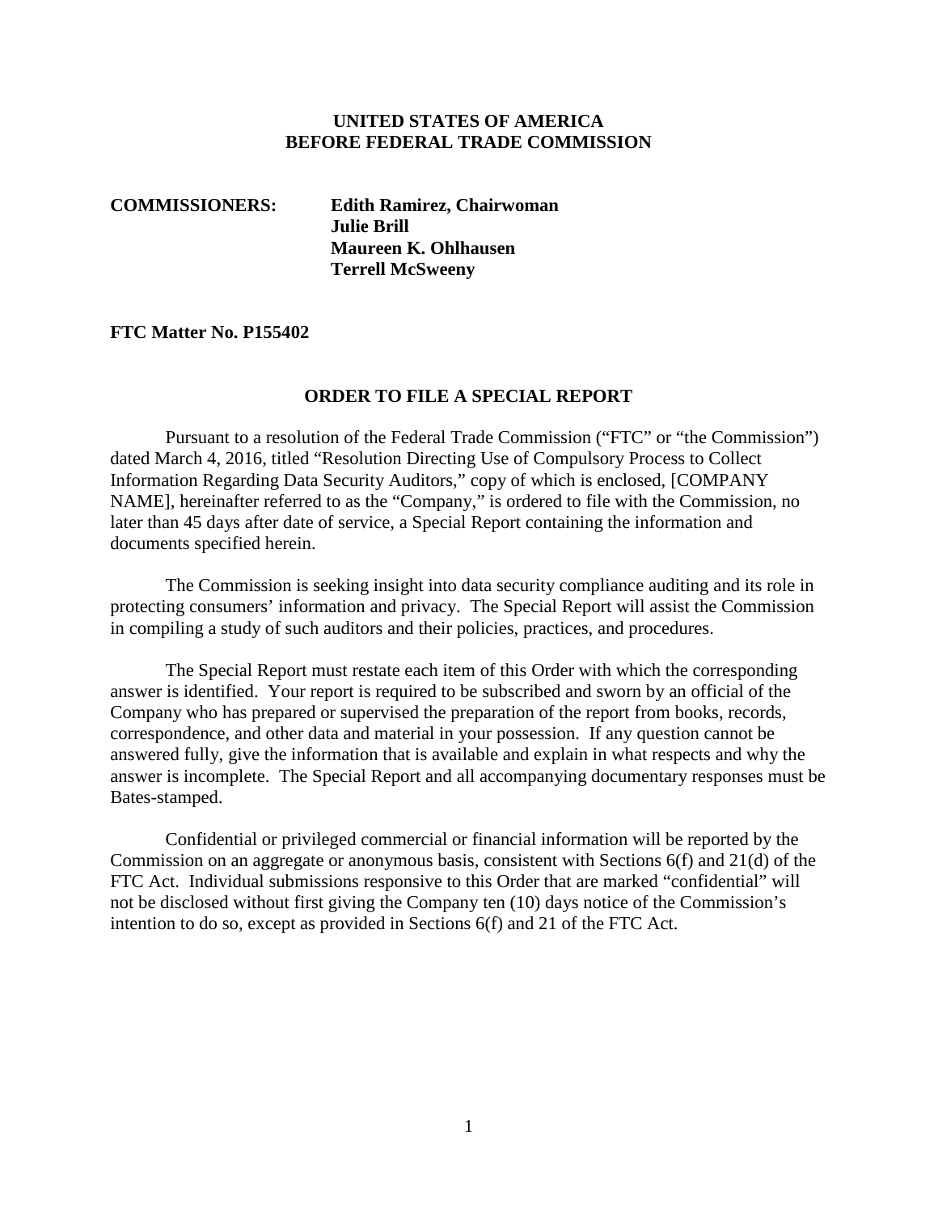**UNITED STATES OF AMERICA**
**BEFORE FEDERAL TRADE COMMISSION**

**COMMISSIONERS:** **Edith Ramirez, Chairwoman**
**Julie Brill**
**Maureen K. Ohlhausen**
**Terrell McSweeny**

**FTC Matter No. P155402**

## ORDER TO FILE A SPECIAL REPORT

Pursuant to a resolution of the Federal Trade Commission ("FTC" or "the Commission") dated March 4, 2016, titled "Resolution Directing Use of Compulsory Process to Collect Information Regarding Data Security Auditors," copy of which is enclosed, [COMPANY NAME], hereinafter referred to as the "Company," is ordered to file with the Commission, no later than 45 days after date of service, a Special Report containing the information and documents specified herein.

The Commission is seeking insight into data security compliance auditing and its role in protecting consumers' information and privacy. The Special Report will assist the Commission in compiling a study of such auditors and their policies, practices, and procedures.

The Special Report must restate each item of this Order with which the corresponding answer is identified. Your report is required to be subscribed and sworn by an official of the Company who has prepared or supervised the preparation of the report from books, records, correspondence, and other data and material in your possession. If any question cannot be answered fully, give the information that is available and explain in what respects and why the answer is incomplete. The Special Report and all accompanying documentary responses must be Bates-stamped.

Confidential or privileged commercial or financial information will be reported by the Commission on an aggregate or anonymous basis, consistent with Sections 6(f) and 21(d) of the FTC Act. Individual submissions responsive to this Order that are marked "confidential" will not be disclosed without first giving the Company ten (10) days notice of the Commission's intention to do so, except as provided in Sections 6(f) and 21 of the FTC Act.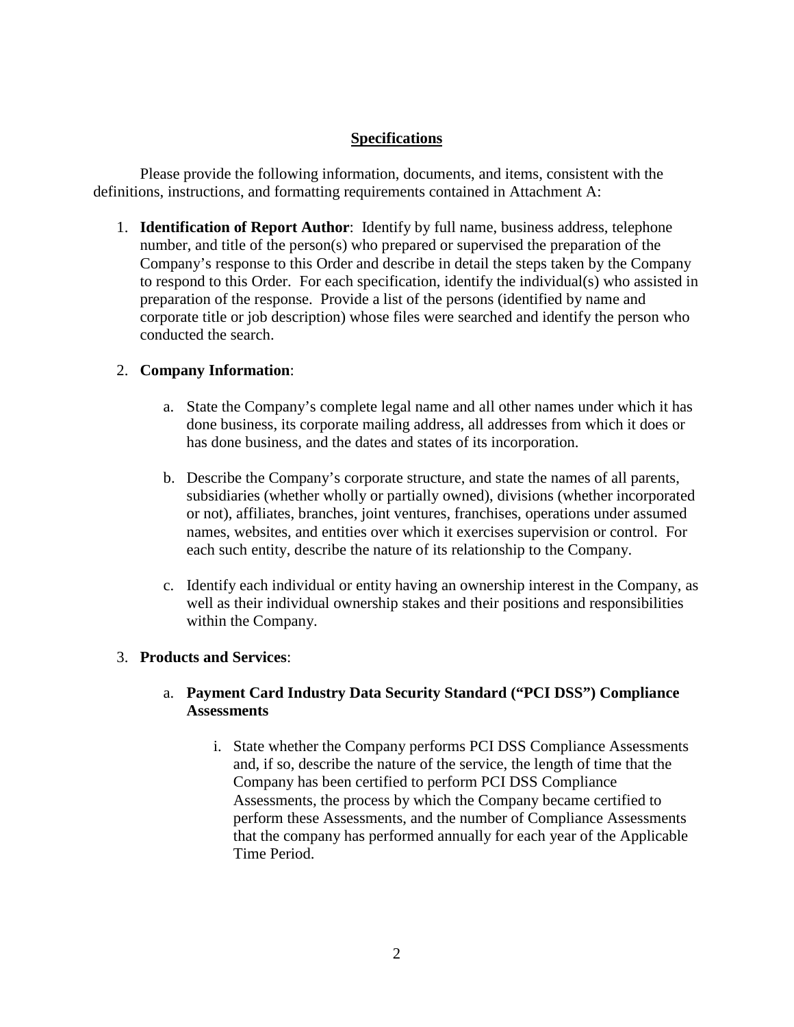## Specifications

Please provide the following information, documents, and items, consistent with the definitions, instructions, and formatting requirements contained in Attachment A:

1. **Identification of Report Author**: Identify by full name, business address, telephone number, and title of the person(s) who prepared or supervised the preparation of the Company's response to this Order and describe in detail the steps taken by the Company to respond to this Order. For each specification, identify the individual(s) who assisted in preparation of the response. Provide a list of the persons (identified by name and corporate title or job description) whose files were searched and identify the person who conducted the search.

2. **Company Information**:

    a. State the Company's complete legal name and all other names under which it has done business, its corporate mailing address, all addresses from which it does or has done business, and the dates and states of its incorporation.

    b. Describe the Company's corporate structure, and state the names of all parents, subsidiaries (whether wholly or partially owned), divisions (whether incorporated or not), affiliates, branches, joint ventures, franchises, operations under assumed names, websites, and entities over which it exercises supervision or control. For each such entity, describe the nature of its relationship to the Company.

    c. Identify each individual or entity having an ownership interest in the Company, as well as their individual ownership stakes and their positions and responsibilities within the Company.

3. **Products and Services**:

    a. **Payment Card Industry Data Security Standard ("PCI DSS") Compliance Assessments**

        i. State whether the Company performs PCI DSS Compliance Assessments and, if so, describe the nature of the service, the length of time that the Company has been certified to perform PCI DSS Compliance Assessments, the process by which the Company became certified to perform these Assessments, and the number of Compliance Assessments that the company has performed annually for each year of the Applicable Time Period.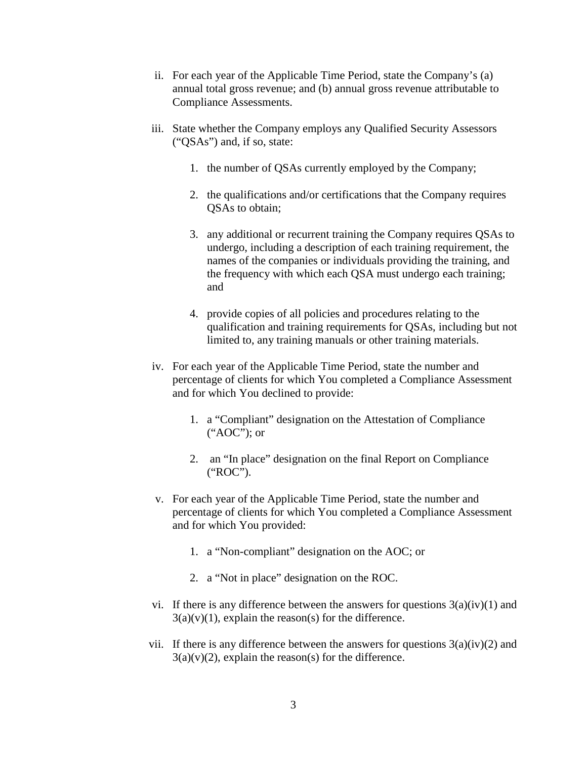ii. For each year of the Applicable Time Period, state the Company's (a) annual total gross revenue; and (b) annual gross revenue attributable to Compliance Assessments.

iii. State whether the Company employs any Qualified Security Assessors ("QSAs") and, if so, state:

   1. the number of QSAs currently employed by the Company;

   2. the qualifications and/or certifications that the Company requires QSAs to obtain;

   3. any additional or recurrent training the Company requires QSAs to undergo, including a description of each training requirement, the names of the companies or individuals providing the training, and the frequency with which each QSA must undergo each training; and

   4. provide copies of all policies and procedures relating to the qualification and training requirements for QSAs, including but not limited to, any training manuals or other training materials.

iv. For each year of the Applicable Time Period, state the number and percentage of clients for which You completed a Compliance Assessment and for which You declined to provide:

   1. a "Compliant" designation on the Attestation of Compliance ("AOC"); or

   2. an "In place" designation on the final Report on Compliance ("ROC").

v. For each year of the Applicable Time Period, state the number and percentage of clients for which You completed a Compliance Assessment and for which You provided:

   1. a "Non-compliant" designation on the AOC; or

   2. a "Not in place" designation on the ROC.

vi. If there is any difference between the answers for questions 3(a)(iv)(1) and 3(a)(v)(1), explain the reason(s) for the difference.

vii. If there is any difference between the answers for questions 3(a)(iv)(2) and 3(a)(v)(2), explain the reason(s) for the difference.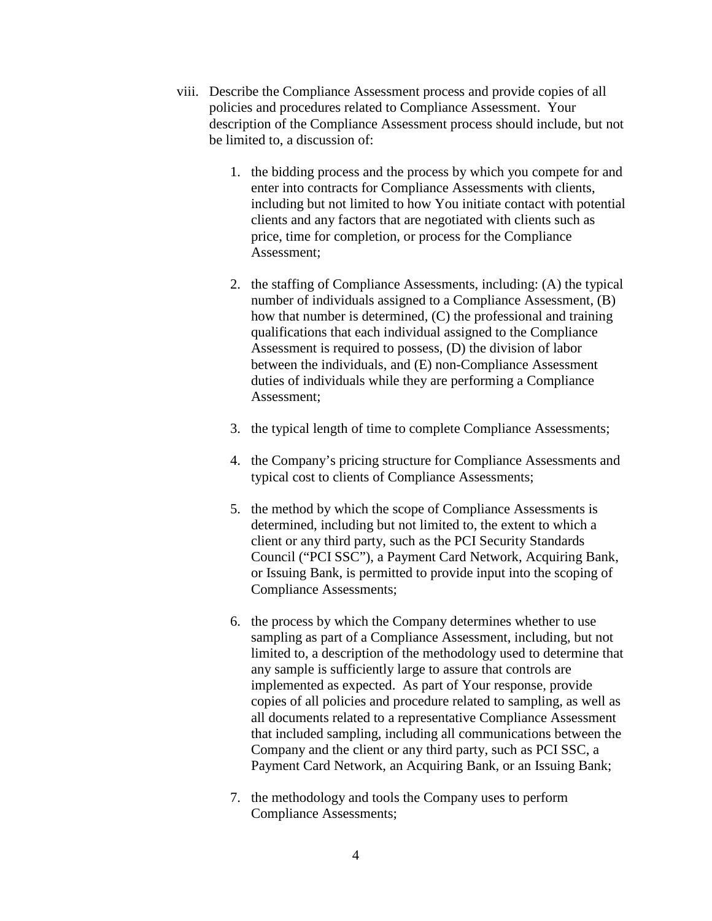viii. Describe the Compliance Assessment process and provide copies of all policies and procedures related to Compliance Assessment. Your description of the Compliance Assessment process should include, but not be limited to, a discussion of:

   1. the bidding process and the process by which you compete for and enter into contracts for Compliance Assessments with clients, including but not limited to how You initiate contact with potential clients and any factors that are negotiated with clients such as price, time for completion, or process for the Compliance Assessment;

   2. the staffing of Compliance Assessments, including: (A) the typical number of individuals assigned to a Compliance Assessment, (B) how that number is determined, (C) the professional and training qualifications that each individual assigned to the Compliance Assessment is required to possess, (D) the division of labor between the individuals, and (E) non-Compliance Assessment duties of individuals while they are performing a Compliance Assessment;

   3. the typical length of time to complete Compliance Assessments;

   4. the Company's pricing structure for Compliance Assessments and typical cost to clients of Compliance Assessments;

   5. the method by which the scope of Compliance Assessments is determined, including but not limited to, the extent to which a client or any third party, such as the PCI Security Standards Council ("PCI SSC"), a Payment Card Network, Acquiring Bank, or Issuing Bank, is permitted to provide input into the scoping of Compliance Assessments;

   6. the process by which the Company determines whether to use sampling as part of a Compliance Assessment, including, but not limited to, a description of the methodology used to determine that any sample is sufficiently large to assure that controls are implemented as expected. As part of Your response, provide copies of all policies and procedure related to sampling, as well as all documents related to a representative Compliance Assessment that included sampling, including all communications between the Company and the client or any third party, such as PCI SSC, a Payment Card Network, an Acquiring Bank, or an Issuing Bank;

   7. the methodology and tools the Company uses to perform Compliance Assessments;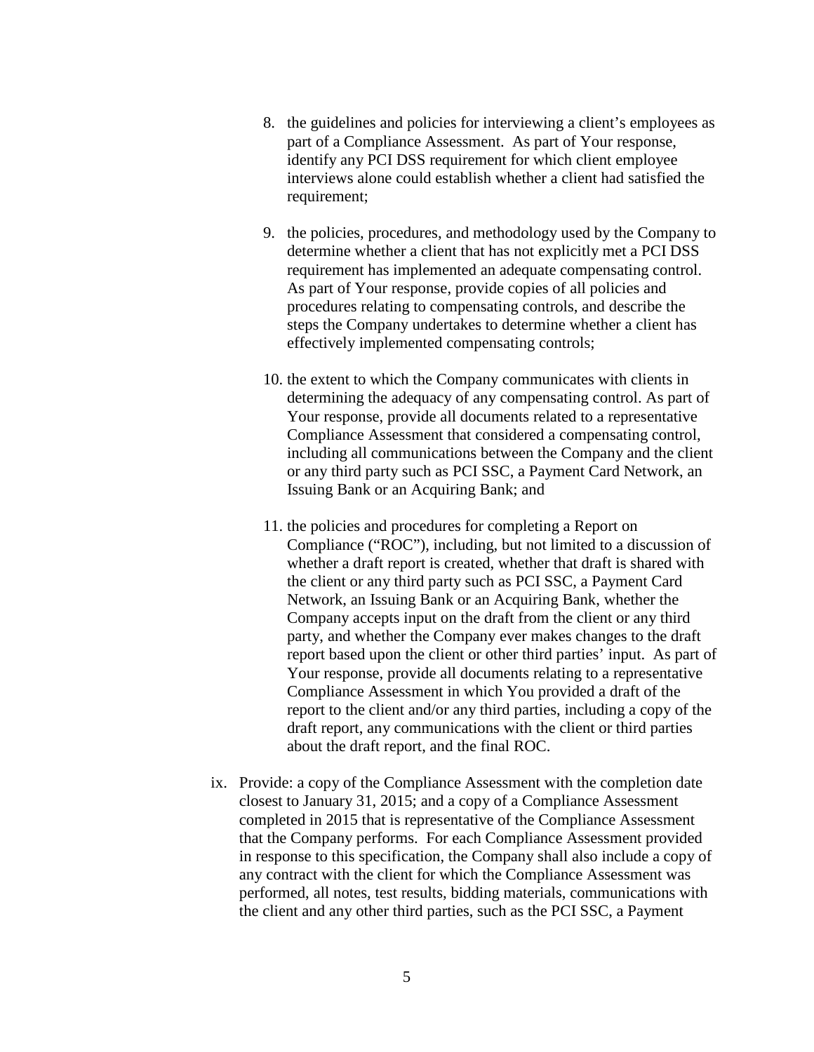8. the guidelines and policies for interviewing a client's employees as part of a Compliance Assessment. As part of Your response, identify any PCI DSS requirement for which client employee interviews alone could establish whether a client had satisfied the requirement;

9. the policies, procedures, and methodology used by the Company to determine whether a client that has not explicitly met a PCI DSS requirement has implemented an adequate compensating control. As part of Your response, provide copies of all policies and procedures relating to compensating controls, and describe the steps the Company undertakes to determine whether a client has effectively implemented compensating controls;

10. the extent to which the Company communicates with clients in determining the adequacy of any compensating control. As part of Your response, provide all documents related to a representative Compliance Assessment that considered a compensating control, including all communications between the Company and the client or any third party such as PCI SSC, a Payment Card Network, an Issuing Bank or an Acquiring Bank; and

11. the policies and procedures for completing a Report on Compliance ("ROC"), including, but not limited to a discussion of whether a draft report is created, whether that draft is shared with the client or any third party such as PCI SSC, a Payment Card Network, an Issuing Bank or an Acquiring Bank, whether the Company accepts input on the draft from the client or any third party, and whether the Company ever makes changes to the draft report based upon the client or other third parties' input. As part of Your response, provide all documents relating to a representative Compliance Assessment in which You provided a draft of the report to the client and/or any third parties, including a copy of the draft report, any communications with the client or third parties about the draft report, and the final ROC.

ix. Provide: a copy of the Compliance Assessment with the completion date closest to January 31, 2015; and a copy of a Compliance Assessment completed in 2015 that is representative of the Compliance Assessment that the Company performs. For each Compliance Assessment provided in response to this specification, the Company shall also include a copy of any contract with the client for which the Compliance Assessment was performed, all notes, test results, bidding materials, communications with the client and any other third parties, such as the PCI SSC, a Payment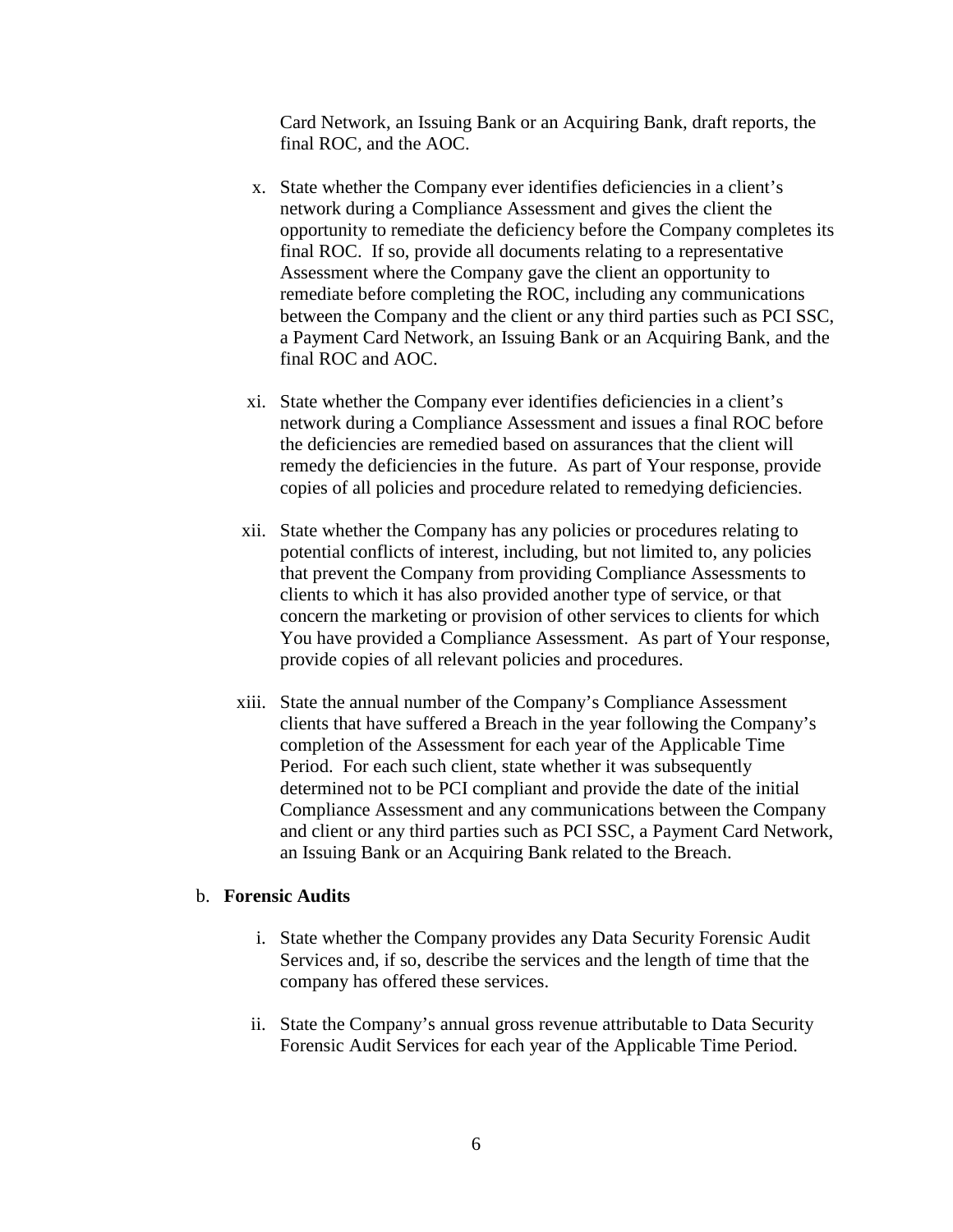Card Network, an Issuing Bank or an Acquiring Bank, draft reports, the final ROC, and the AOC.

x. State whether the Company ever identifies deficiencies in a client's network during a Compliance Assessment and gives the client the opportunity to remediate the deficiency before the Company completes its final ROC. If so, provide all documents relating to a representative Assessment where the Company gave the client an opportunity to remediate before completing the ROC, including any communications between the Company and the client or any third parties such as PCI SSC, a Payment Card Network, an Issuing Bank or an Acquiring Bank, and the final ROC and AOC.

xi. State whether the Company ever identifies deficiencies in a client's network during a Compliance Assessment and issues a final ROC before the deficiencies are remedied based on assurances that the client will remedy the deficiencies in the future. As part of Your response, provide copies of all policies and procedure related to remedying deficiencies.

xii. State whether the Company has any policies or procedures relating to potential conflicts of interest, including, but not limited to, any policies that prevent the Company from providing Compliance Assessments to clients to which it has also provided another type of service, or that concern the marketing or provision of other services to clients for which You have provided a Compliance Assessment. As part of Your response, provide copies of all relevant policies and procedures.

xiii. State the annual number of the Company's Compliance Assessment clients that have suffered a Breach in the year following the Company's completion of the Assessment for each year of the Applicable Time Period. For each such client, state whether it was subsequently determined not to be PCI compliant and provide the date of the initial Compliance Assessment and any communications between the Company and client or any third parties such as PCI SSC, a Payment Card Network, an Issuing Bank or an Acquiring Bank related to the Breach.

b. **Forensic Audits**

i. State whether the Company provides any Data Security Forensic Audit Services and, if so, describe the services and the length of time that the company has offered these services.

ii. State the Company's annual gross revenue attributable to Data Security Forensic Audit Services for each year of the Applicable Time Period.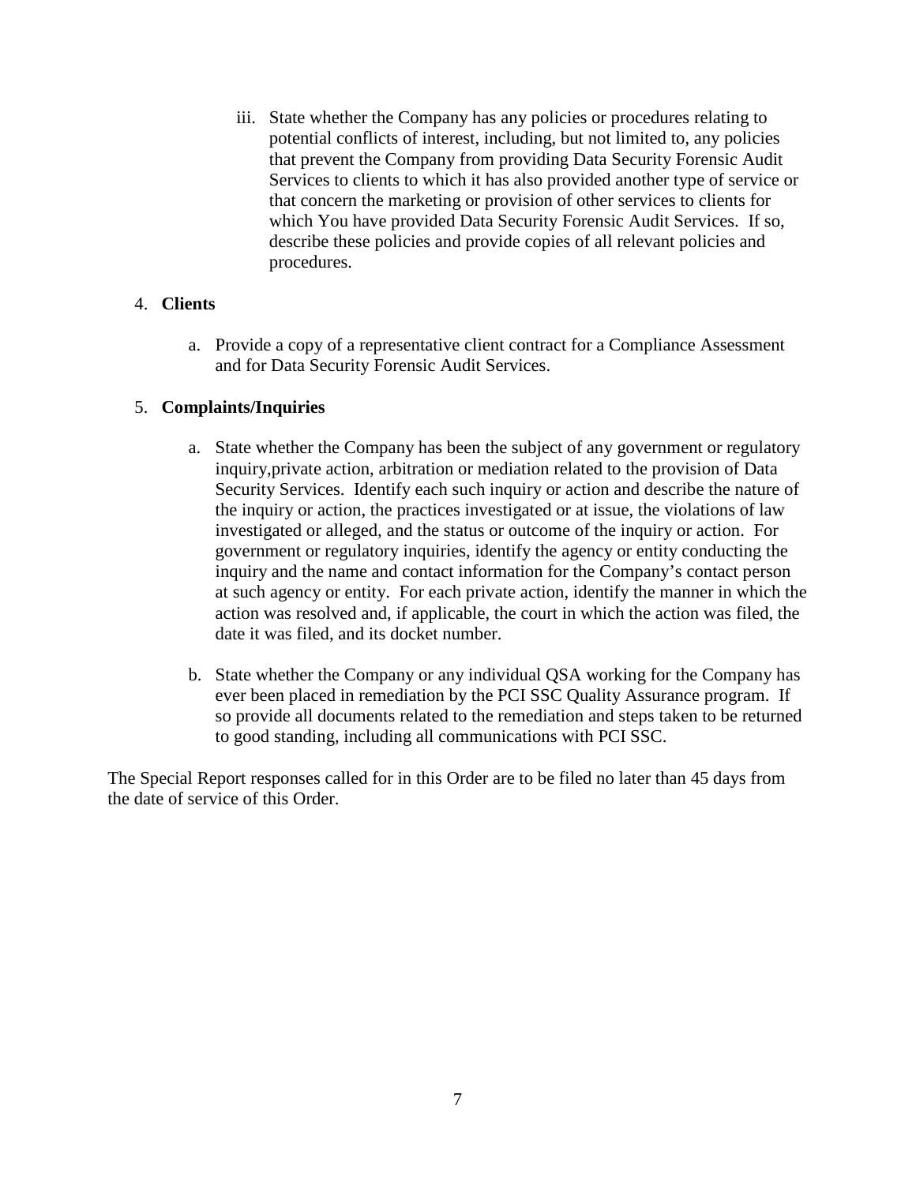iii. State whether the Company has any policies or procedures relating to potential conflicts of interest, including, but not limited to, any policies that prevent the Company from providing Data Security Forensic Audit Services to clients to which it has also provided another type of service or that concern the marketing or provision of other services to clients for which You have provided Data Security Forensic Audit Services. If so, describe these policies and provide copies of all relevant policies and procedures.

4. **Clients**

   a. Provide a copy of a representative client contract for a Compliance Assessment and for Data Security Forensic Audit Services.

5. **Complaints/Inquiries**

   a. State whether the Company has been the subject of any government or regulatory inquiry,private action, arbitration or mediation related to the provision of Data Security Services. Identify each such inquiry or action and describe the nature of the inquiry or action, the practices investigated or at issue, the violations of law investigated or alleged, and the status or outcome of the inquiry or action. For government or regulatory inquiries, identify the agency or entity conducting the inquiry and the name and contact information for the Company's contact person at such agency or entity. For each private action, identify the manner in which the action was resolved and, if applicable, the court in which the action was filed, the date it was filed, and its docket number.

   b. State whether the Company or any individual QSA working for the Company has ever been placed in remediation by the PCI SSC Quality Assurance program. If so provide all documents related to the remediation and steps taken to be returned to good standing, including all communications with PCI SSC.

The Special Report responses called for in this Order are to be filed no later than 45 days from the date of service of this Order.